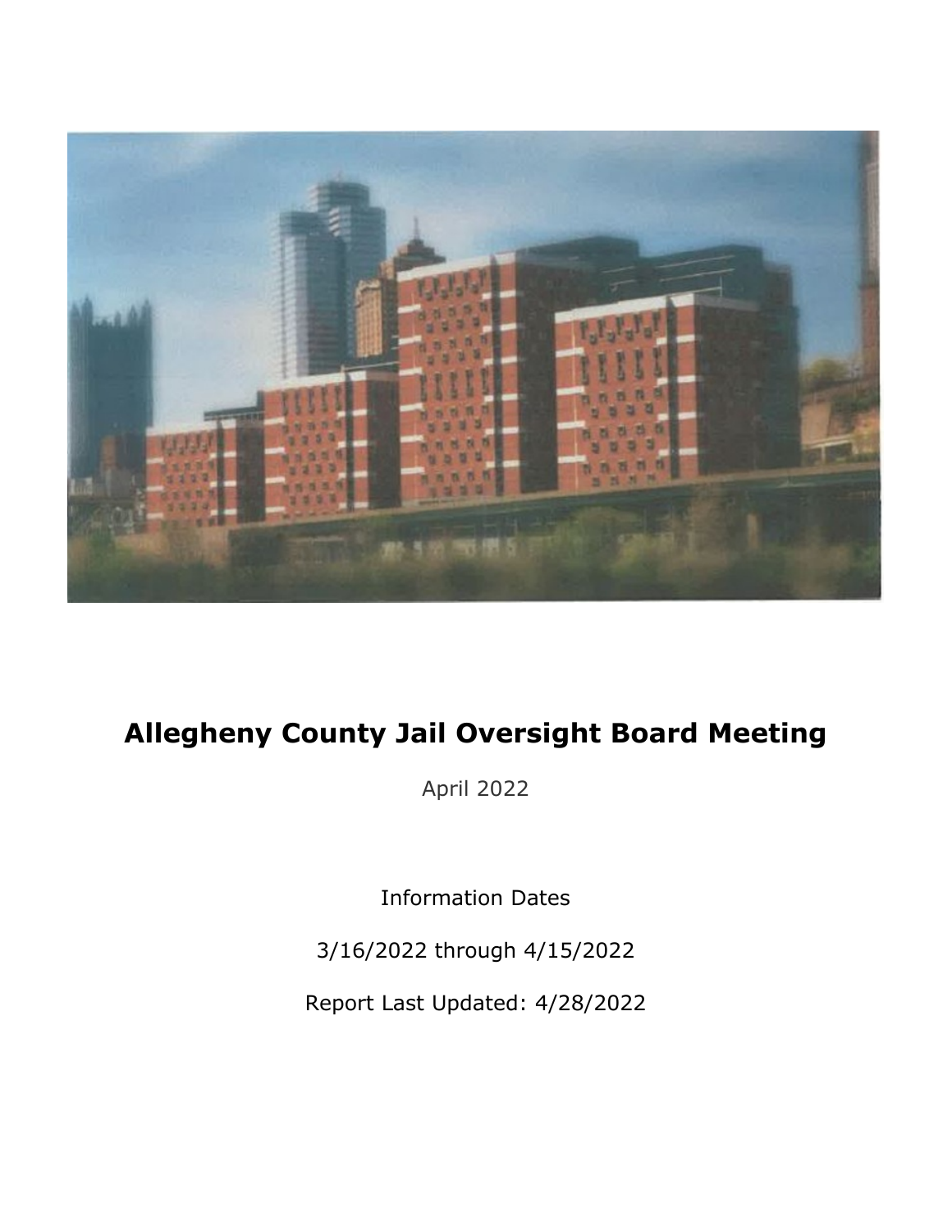# Allegheny County Jail Oversight Board Meeting

April 2022

Information Dates

3/16/2022 through 4/15/2022

Report Last Updated: 4/28/2022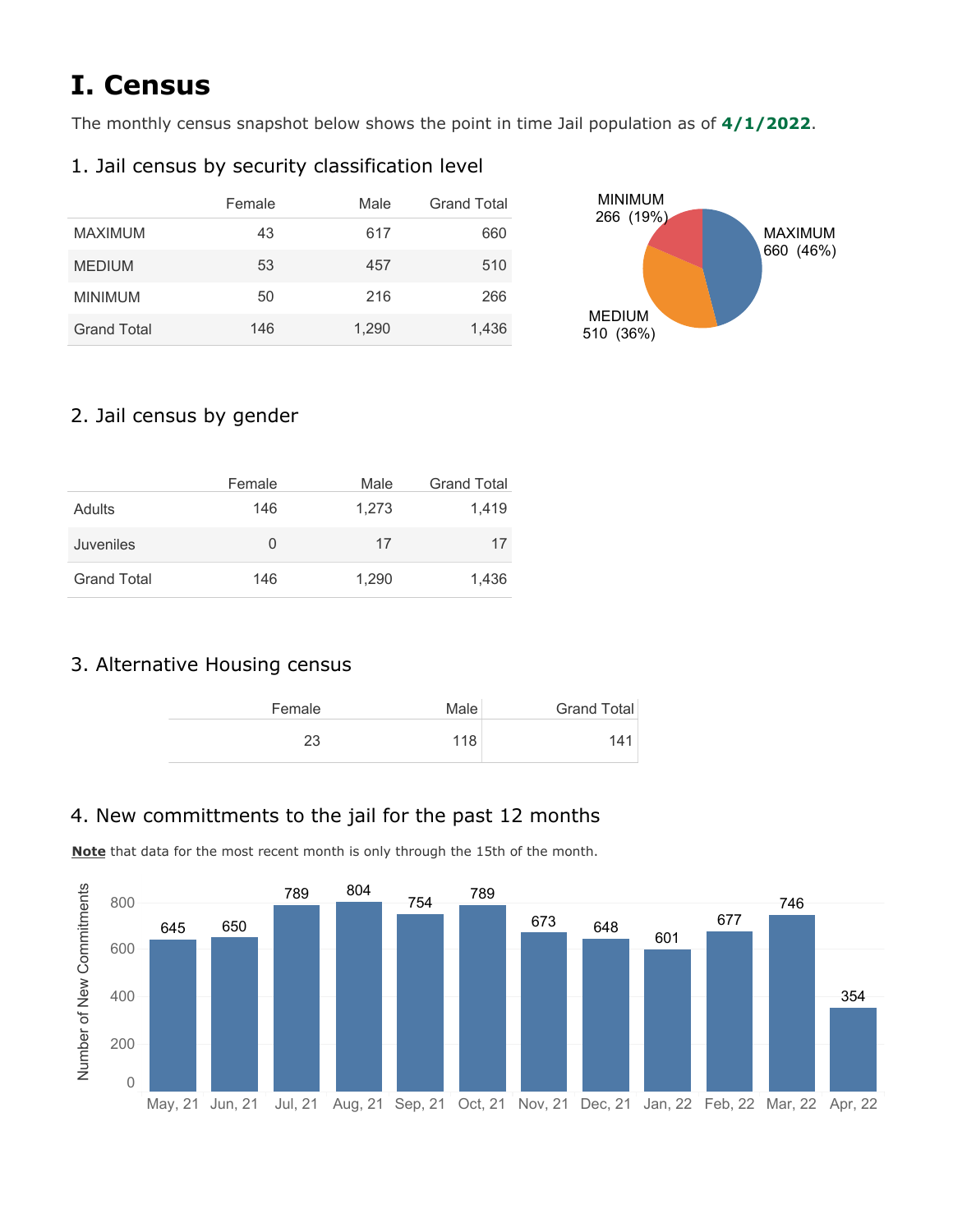# I. Census

The monthly census snapshot below shows the point in time Jail population as of **4/1/2022**.

## 1. Jail census by security classification level

| | Female | Male | Grand Total |
|---|---|---|---|
| MAXIMUM | 43 | 617 | 660 |
| MEDIUM | 53 | 457 | 510 |
| MINIMUM | 50 | 216 | 266 |
| Grand Total | 146 | 1,290 | 1,436 |

MINIMUM 266 (19%)
MAXIMUM 660 (46%)
MEDIUM 510 (36%)

## 2. Jail census by gender

| | Female | Male | Grand Total |
|---|---|---|---|
| Adults | 146 | 1,273 | 1,419 |
| Juveniles | 0 | 17 | 17 |
| Grand Total | 146 | 1,290 | 1,436 |

## 3. Alternative Housing census

| Female | Male | Grand Total |
|---|---|---|
| 23 | 118 | 141 |

## 4. New committments to the jail for the past 12 months

**Note** that data for the most recent month is only through the 15th of the month.

| Month | Number of New Commitments |
|---|---|
| May, 21 | 645 |
| Jun, 21 | 650 |
| Jul, 21 | 789 |
| Aug, 21 | 804 |
| Sep, 21 | 754 |
| Oct, 21 | 789 |
| Nov, 21 | 673 |
| Dec, 21 | 648 |
| Jan, 22 | 601 |
| Feb, 22 | 677 |
| Mar, 22 | 746 |
| Apr, 22 | 354 |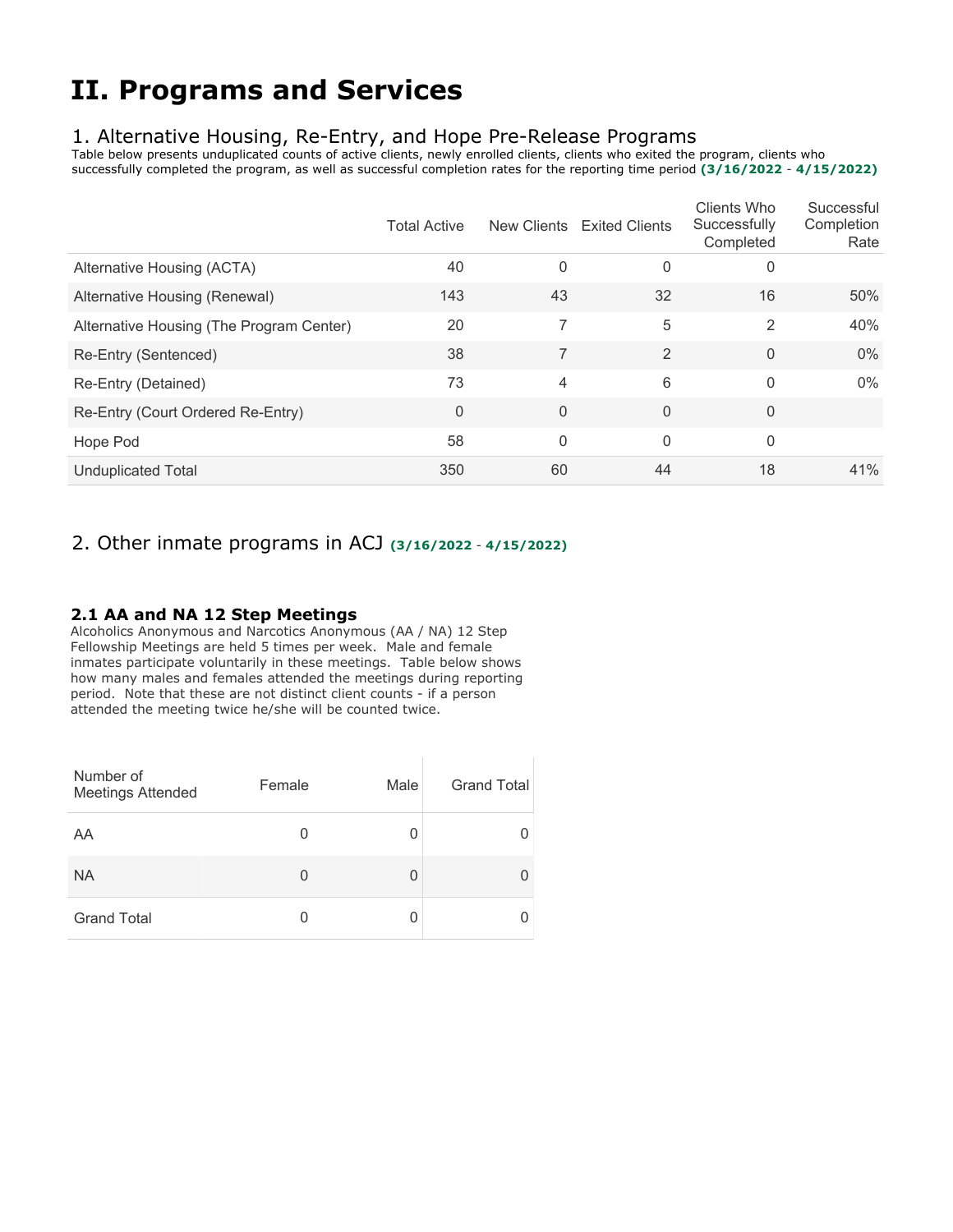# II. Programs and Services

## 1. Alternative Housing, Re-Entry, and Hope Pre-Release Programs

Table below presents unduplicated counts of active clients, newly enrolled clients, clients who exited the program, clients who successfully completed the program, as well as successful completion rates for the reporting time period **(3/16/2022 - 4/15/2022)**

| | Total Active | New Clients | Exited Clients | Clients Who Successfully Completed | Successful Completion Rate |
|---|---|---|---|---|---|
| Alternative Housing (ACTA) | 40 | 0 | 0 | 0 | |
| Alternative Housing (Renewal) | 143 | 43 | 32 | 16 | 50% |
| Alternative Housing (The Program Center) | 20 | 7 | 5 | 2 | 40% |
| Re-Entry (Sentenced) | 38 | 7 | 2 | 0 | 0% |
| Re-Entry (Detained) | 73 | 4 | 6 | 0 | 0% |
| Re-Entry (Court Ordered Re-Entry) | 0 | 0 | 0 | 0 | |
| Hope Pod | 58 | 0 | 0 | 0 | |
| Unduplicated Total | 350 | 60 | 44 | 18 | 41% |

## 2. Other inmate programs in ACJ **(3/16/2022 - 4/15/2022)**

### 2.1 AA and NA 12 Step Meetings

Alcoholics Anonymous and Narcotics Anonymous (AA / NA) 12 Step Fellowship Meetings are held 5 times per week. Male and female inmates participate voluntarily in these meetings. Table below shows how many males and females attended the meetings during reporting period. Note that these are not distinct client counts - if a person attended the meeting twice he/she will be counted twice.

| Number of Meetings Attended | Female | Male | Grand Total |
|---|---|---|---|
| AA | 0 | 0 | 0 |
| NA | 0 | 0 | 0 |
| Grand Total | 0 | 0 | 0 |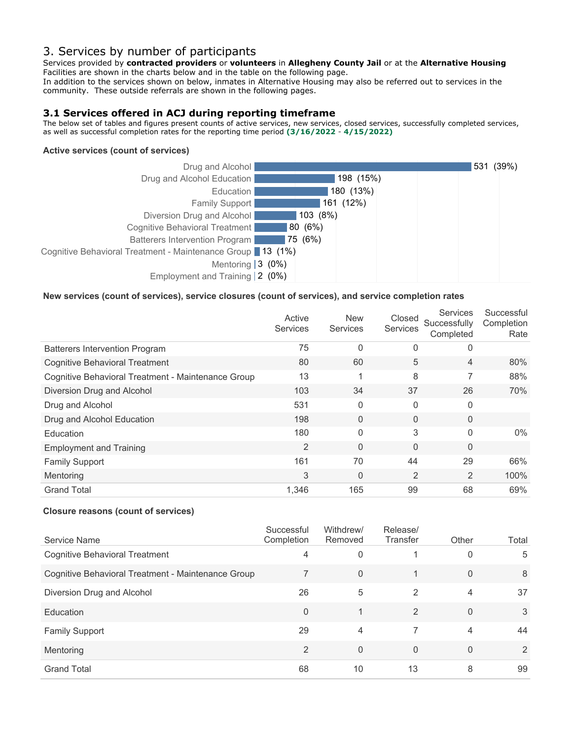# 3. Services by number of participants

Services provided by **contracted providers** or **volunteers** in **Allegheny County Jail** or at the **Alternative Housing** Facilities are shown in the charts below and in the table on the following page.
In addition to the services shown on below, inmates in Alternative Housing may also be referred out to services in the community. These outside referrals are shown in the following pages.

### 3.1 Services offered in ACJ during reporting timeframe

The below set of tables and figures present counts of active services, new services, closed services, successfully completed services, as well as successful completion rates for the reporting time period **(3/16/2022 - 4/15/2022)**

**Active services (count of services)**

| Service | Count |
|---|---|
| Drug and Alcohol | 531 (39%) |
| Drug and Alcohol Education | 198 (15%) |
| Education | 180 (13%) |
| Family Support | 161 (12%) |
| Diversion Drug and Alcohol | 103 (8%) |
| Cognitive Behavioral Treatment | 80 (6%) |
| Batterers Intervention Program | 75 (6%) |
| Cognitive Behavioral Treatment - Maintenance Group | 13 (1%) |
| Mentoring | 3 (0%) |
| Employment and Training | 2 (0%) |

**New services (count of services), service closures (count of services), and service completion rates**

| | Active Services | New Services | Closed Services | Services Successfully Completed | Successful Completion Rate |
|---|---|---|---|---|---|
| Batterers Intervention Program | 75 | 0 | 0 | 0 | |
| Cognitive Behavioral Treatment | 80 | 60 | 5 | 4 | 80% |
| Cognitive Behavioral Treatment - Maintenance Group | 13 | 1 | 8 | 7 | 88% |
| Diversion Drug and Alcohol | 103 | 34 | 37 | 26 | 70% |
| Drug and Alcohol | 531 | 0 | 0 | 0 | |
| Drug and Alcohol Education | 198 | 0 | 0 | 0 | |
| Education | 180 | 0 | 3 | 0 | 0% |
| Employment and Training | 2 | 0 | 0 | 0 | |
| Family Support | 161 | 70 | 44 | 29 | 66% |
| Mentoring | 3 | 0 | 2 | 2 | 100% |
| Grand Total | 1,346 | 165 | 99 | 68 | 69% |

**Closure reasons (count of services)**

| Service Name | Successful Completion | Withdrew/ Removed | Release/ Transfer | Other | Total |
|---|---|---|---|---|---|
| Cognitive Behavioral Treatment | 4 | 0 | 1 | 0 | 5 |
| Cognitive Behavioral Treatment - Maintenance Group | 7 | 0 | 1 | 0 | 8 |
| Diversion Drug and Alcohol | 26 | 5 | 2 | 4 | 37 |
| Education | 0 | 1 | 2 | 0 | 3 |
| Family Support | 29 | 4 | 7 | 4 | 44 |
| Mentoring | 2 | 0 | 0 | 0 | 2 |
| Grand Total | 68 | 10 | 13 | 8 | 99 |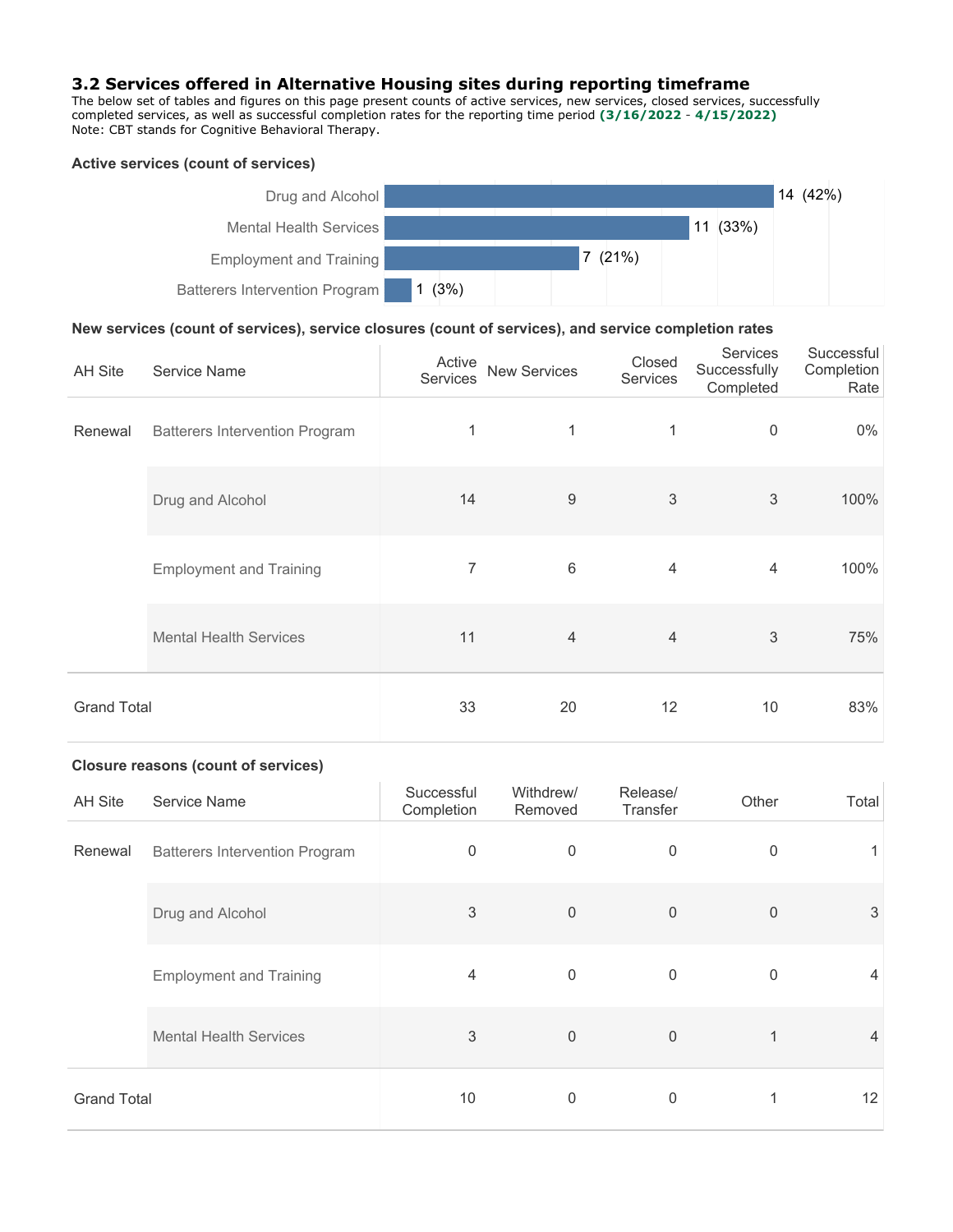### 3.2 Services offered in Alternative Housing sites during reporting timeframe

The below set of tables and figures on this page present counts of active services, new services, closed services, successfully completed services, as well as successful completion rates for the reporting time period **(3/16/2022 - 4/15/2022)**
Note: CBT stands for Cognitive Behavioral Therapy.

**Active services (count of services)**

| Service | Count |
|---|---|
| Drug and Alcohol | 14 (42%) |
| Mental Health Services | 11 (33%) |
| Employment and Training | 7 (21%) |
| Batterers Intervention Program | 1 (3%) |

**New services (count of services), service closures (count of services), and service completion rates**

| AH Site | Service Name | Active Services | New Services | Closed Services | Services Successfully Completed | Successful Completion Rate |
|---|---|---|---|---|---|---|
| Renewal | Batterers Intervention Program | 1 | 1 | 1 | 0 | 0% |
| | Drug and Alcohol | 14 | 9 | 3 | 3 | 100% |
| | Employment and Training | 7 | 6 | 4 | 4 | 100% |
| | Mental Health Services | 11 | 4 | 4 | 3 | 75% |
| Grand Total | | 33 | 20 | 12 | 10 | 83% |

**Closure reasons (count of services)**

| AH Site | Service Name | Successful Completion | Withdrew/ Removed | Release/ Transfer | Other | Total |
|---|---|---|---|---|---|---|
| Renewal | Batterers Intervention Program | 0 | 0 | 0 | 0 | 1 |
| | Drug and Alcohol | 3 | 0 | 0 | 0 | 3 |
| | Employment and Training | 4 | 0 | 0 | 0 | 4 |
| | Mental Health Services | 3 | 0 | 0 | 1 | 4 |
| Grand Total | | 10 | 0 | 0 | 1 | 12 |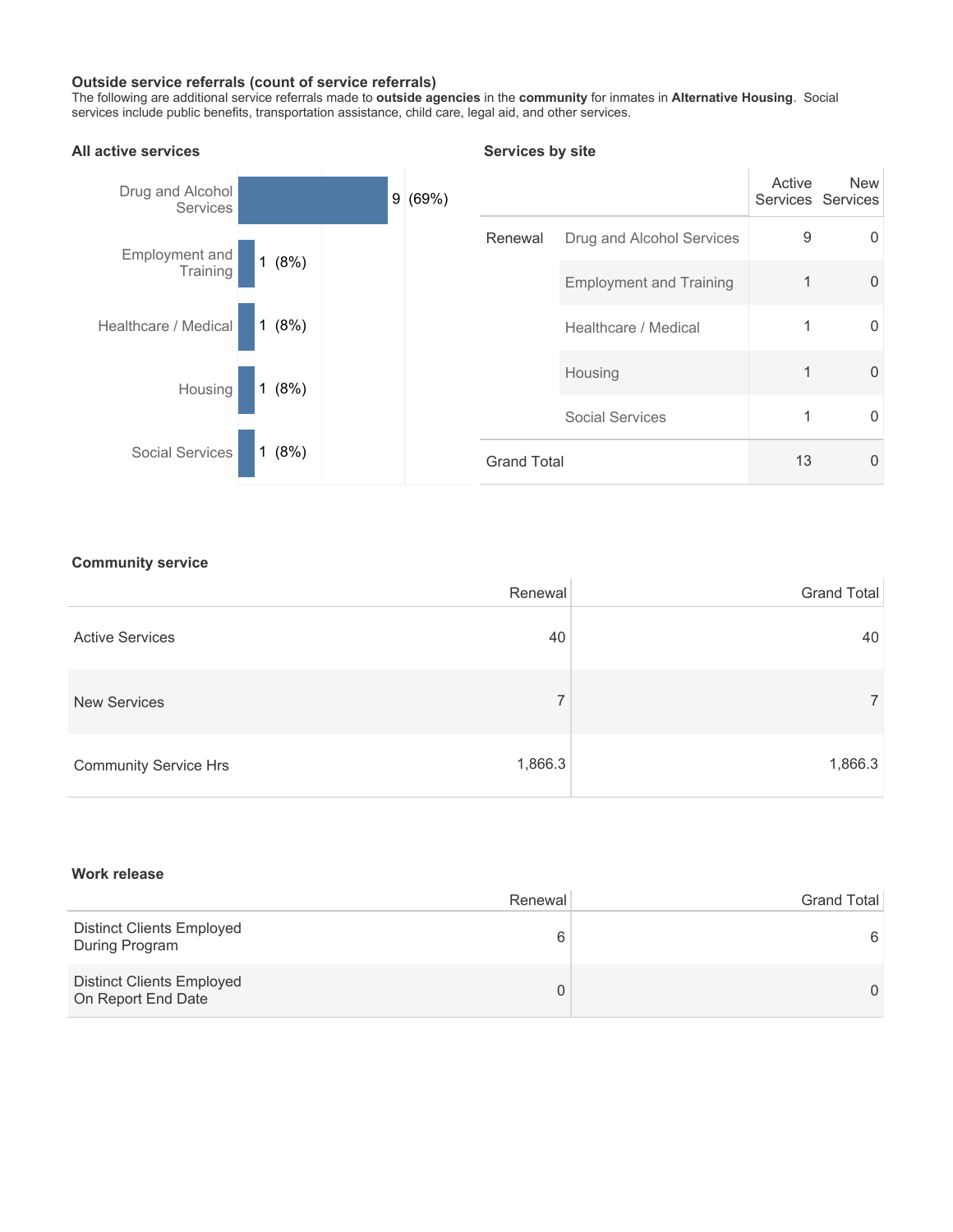**Outside service referrals (count of service referrals)**

The following are additional service referrals made to **outside agencies** in the **community** for inmates in **Alternative Housing**. Social services include public benefits, transportation assistance, child care, legal aid, and other services.

**All active services**

| Service | Count |
| --- | --- |
| Drug and Alcohol Services | 9 (69%) |
| Employment and Training | 1 (8%) |
| Healthcare / Medical | 1 (8%) |
| Housing | 1 (8%) |
| Social Services | 1 (8%) |

**Services by site**

| | | Active Services | New Services |
| --- | --- | --- | --- |
| Renewal | Drug and Alcohol Services | 9 | 0 |
| | Employment and Training | 1 | 0 |
| | Healthcare / Medical | 1 | 0 |
| | Housing | 1 | 0 |
| | Social Services | 1 | 0 |
| Grand Total | | 13 | 0 |

**Community service**

| | Renewal | Grand Total |
| --- | --- | --- |
| Active Services | 40 | 40 |
| New Services | 7 | 7 |
| Community Service Hrs | 1,866.3 | 1,866.3 |

**Work release**

| | Renewal | Grand Total |
| --- | --- | --- |
| Distinct Clients Employed During Program | 6 | 6 |
| Distinct Clients Employed On Report End Date | 0 | 0 |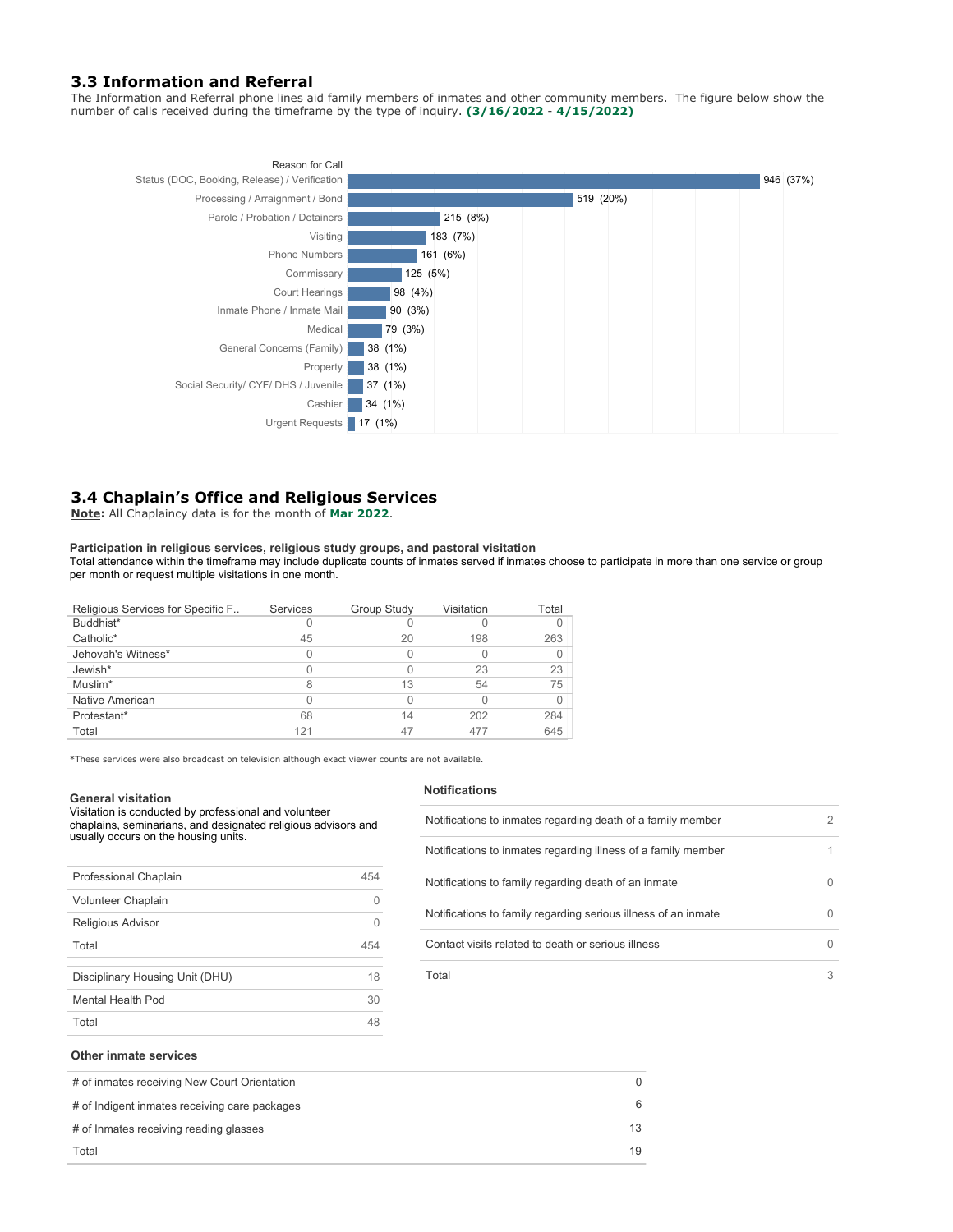### 3.3 Information and Referral

The Information and Referral phone lines aid family members of inmates and other community members. The figure below show the number of calls received during the timeframe by the type of inquiry. **(3/16/2022 - 4/15/2022)**

| Reason for Call | Calls |
|---|---|
| Status (DOC, Booking, Release) / Verification | 946 (37%) |
| Processing / Arraignment / Bond | 519 (20%) |
| Parole / Probation / Detainers | 215 (8%) |
| Visiting | 183 (7%) |
| Phone Numbers | 161 (6%) |
| Commissary | 125 (5%) |
| Court Hearings | 98 (4%) |
| Inmate Phone / Inmate Mail | 90 (3%) |
| Medical | 79 (3%) |
| General Concerns (Family) | 38 (1%) |
| Property | 38 (1%) |
| Social Security/ CYF/ DHS / Juvenile | 37 (1%) |
| Cashier | 34 (1%) |
| Urgent Requests | 17 (1%) |

### 3.4 Chaplain's Office and Religious Services

**Note:** All Chaplaincy data is for the month of **Mar 2022**.

**Participation in religious services, religious study groups, and pastoral visitation**

Total attendance within the timeframe may include duplicate counts of inmates served if inmates choose to participate in more than one service or group per month or request multiple visitations in one month.

| Religious Services for Specific F.. | Services | Group Study | Visitation | Total |
|---|---|---|---|---|
| Buddhist* | 0 | 0 | 0 | 0 |
| Catholic* | 45 | 20 | 198 | 263 |
| Jehovah's Witness* | 0 | 0 | 0 | 0 |
| Jewish* | 0 | 0 | 23 | 23 |
| Muslim* | 8 | 13 | 54 | 75 |
| Native American | 0 | 0 | 0 | 0 |
| Protestant* | 68 | 14 | 202 | 284 |
| Total | 121 | 47 | 477 | 645 |

*These services were also broadcast on television although exact viewer counts are not available.

**General visitation**

Visitation is conducted by professional and volunteer chaplains, seminarians, and designated religious advisors and usually occurs on the housing units.

| | |
|---|---|
| Professional Chaplain | 454 |
| Volunteer Chaplain | 0 |
| Religious Advisor | 0 |
| Total | 454 |

| | |
|---|---|
| Disciplinary Housing Unit (DHU) | 18 |
| Mental Health Pod | 30 |
| Total | 48 |

**Notifications**

| | |
|---|---|
| Notifications to inmates regarding death of a family member | 2 |
| Notifications to inmates regarding illness of a family member | 1 |
| Notifications to family regarding death of an inmate | 0 |
| Notifications to family regarding serious illness of an inmate | 0 |
| Contact visits related to death or serious illness | 0 |
| Total | 3 |

**Other inmate services**

| | |
|---|---|
| # of inmates receiving New Court Orientation | 0 |
| # of Indigent inmates receiving care packages | 6 |
| # of Inmates receiving reading glasses | 13 |
| Total | 19 |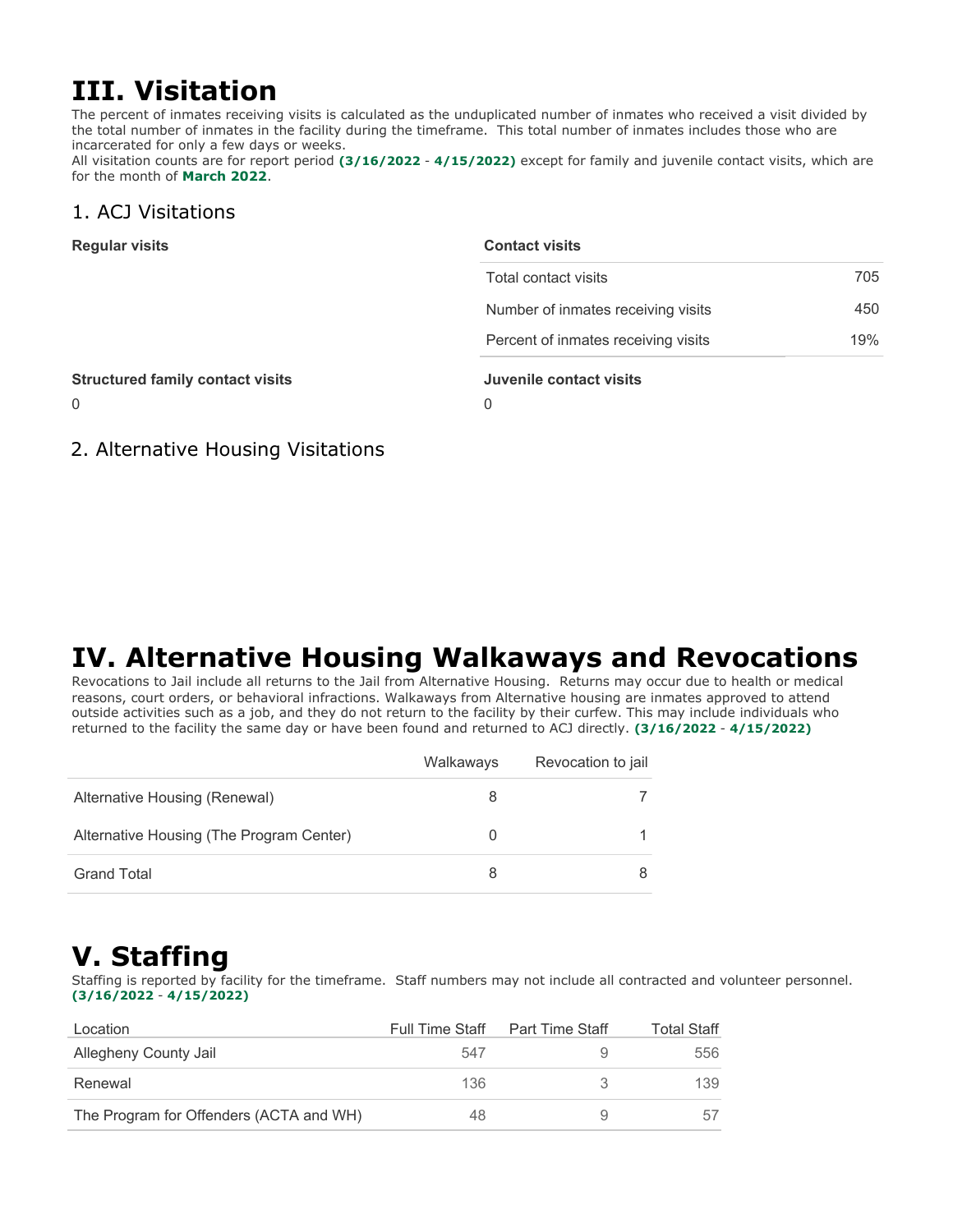# III. Visitation

The percent of inmates receiving visits is calculated as the unduplicated number of inmates who received a visit divided by the total number of inmates in the facility during the timeframe. This total number of inmates includes those who are incarcerated for only a few days or weeks.
All visitation counts are for report period **(3/16/2022 - 4/15/2022)** except for family and juvenile contact visits, which are for the month of **March 2022**.

## 1. ACJ Visitations

**Regular visits**

**Contact visits**

| | |
|---|---|
| Total contact visits | 705 |
| Number of inmates receiving visits | 450 |
| Percent of inmates receiving visits | 19% |

**Structured family contact visits**

0

**Juvenile contact visits**

0

## 2. Alternative Housing Visitations

# IV. Alternative Housing Walkaways and Revocations

Revocations to Jail include all returns to the Jail from Alternative Housing. Returns may occur due to health or medical reasons, court orders, or behavioral infractions. Walkaways from Alternative housing are inmates approved to attend outside activities such as a job, and they do not return to the facility by their curfew. This may include individuals who returned to the facility the same day or have been found and returned to ACJ directly. **(3/16/2022 - 4/15/2022)**

| | Walkaways | Revocation to jail |
|---|---|---|
| Alternative Housing (Renewal) | 8 | 7 |
| Alternative Housing (The Program Center) | 0 | 1 |
| Grand Total | 8 | 8 |

# V. Staffing

Staffing is reported by facility for the timeframe. Staff numbers may not include all contracted and volunteer personnel. **(3/16/2022 - 4/15/2022)**

| Location | Full Time Staff | Part Time Staff | Total Staff |
|---|---|---|---|
| Allegheny County Jail | 547 | 9 | 556 |
| Renewal | 136 | 3 | 139 |
| The Program for Offenders (ACTA and WH) | 48 | 9 | 57 |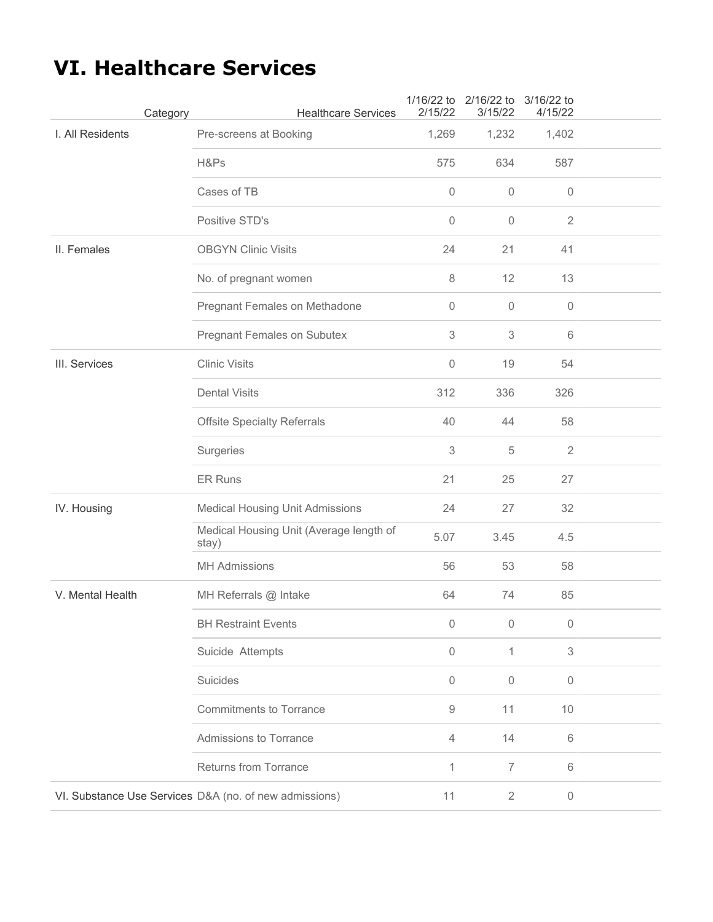# VI. Healthcare Services

| Category | Healthcare Services | 1/16/22 to 2/15/22 | 2/16/22 to 3/15/22 | 3/16/22 to 4/15/22 |
|---|---|---|---|---|
| I. All Residents | Pre-screens at Booking | 1,269 | 1,232 | 1,402 |
| | H&Ps | 575 | 634 | 587 |
| | Cases of TB | 0 | 0 | 0 |
| | Positive STD's | 0 | 0 | 2 |
| II. Females | OBGYN Clinic Visits | 24 | 21 | 41 |
| | No. of pregnant women | 8 | 12 | 13 |
| | Pregnant Females on Methadone | 0 | 0 | 0 |
| | Pregnant Females on Subutex | 3 | 3 | 6 |
| III. Services | Clinic Visits | 0 | 19 | 54 |
| | Dental Visits | 312 | 336 | 326 |
| | Offsite Specialty Referrals | 40 | 44 | 58 |
| | Surgeries | 3 | 5 | 2 |
| | ER Runs | 21 | 25 | 27 |
| IV. Housing | Medical Housing Unit Admissions | 24 | 27 | 32 |
| | Medical Housing Unit (Average length of stay) | 5.07 | 3.45 | 4.5 |
| | MH Admissions | 56 | 53 | 58 |
| V. Mental Health | MH Referrals @ Intake | 64 | 74 | 85 |
| | BH Restraint Events | 0 | 0 | 0 |
| | Suicide Attempts | 0 | 1 | 3 |
| | Suicides | 0 | 0 | 0 |
| | Commitments to Torrance | 9 | 11 | 10 |
| | Admissions to Torrance | 4 | 14 | 6 |
| | Returns from Torrance | 1 | 7 | 6 |
| VI. Substance Use Services | D&A (no. of new admissions) | 11 | 2 | 0 |